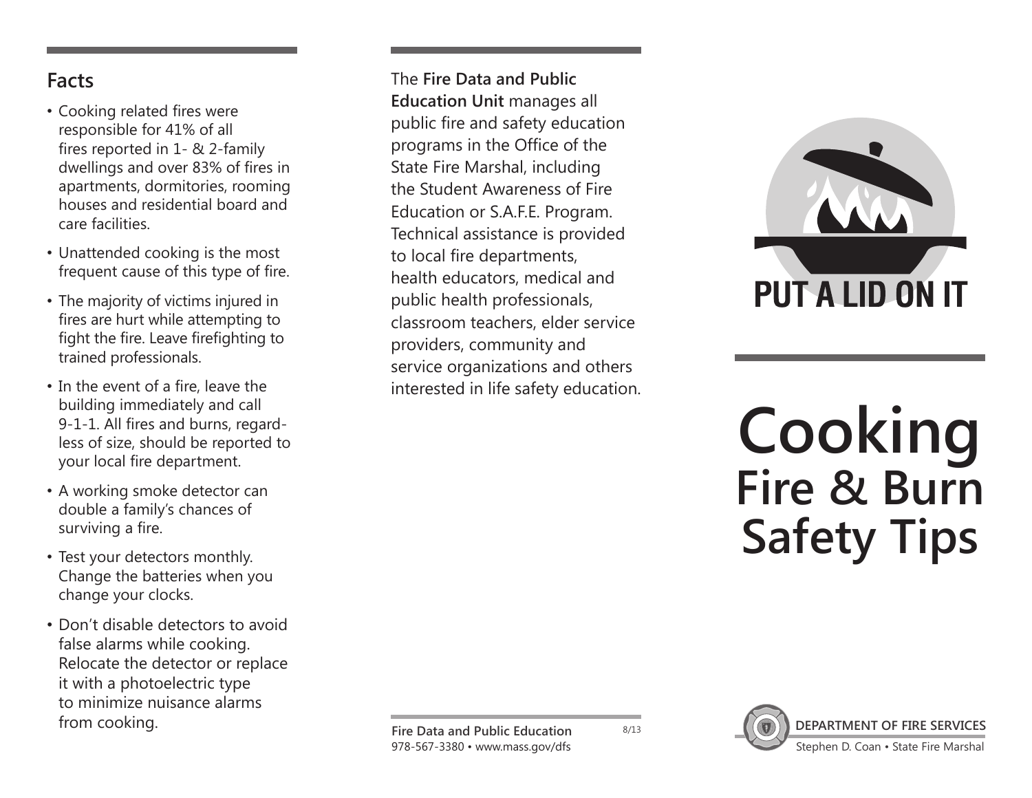## Facts

- Cooking related fires were responsible for 41% of all fires reported in 1- & 2-family dwellings and over 83% of fires in apartments, dormitories, rooming houses and residential board and care facilities.
- Unattended cooking is the most frequent cause of this type of fire.
- The majority of victims injured in fires are hurt while attempting to fight the fire. Leave firefighting to trained professionals.
- In the event of a fire, leave the building immediately and call 9-1-1. All fires and burns, regardless of size, should be reported to your local fire department.
- A working smoke detector can double a family's chances of surviving a fire.
- Test your detectors monthly. Change the batteries when you change your clocks.
- Don't disable detectors to avoid false alarms while cooking. Relocate the detector or replace it with a photoelectric type to minimize nuisance alarms from cooking.

The **Fire Data and Public Education Unit** manages all public fire and safety education programs in the Office of the State Fire Marshal, including the Student Awareness of Fire Education or S.A.F.E. Program. Technical assistance is provided to local fire departments, health educators, medical and public health professionals, classroom teachers, elder service providers, community and service organizations and others interested in life safety education.

**Fire Data and Public Education**
978-567-3380 • www.mass.gov/dfs

8/13

PUT A LID ON IT

# Cooking
# Fire & Burn Safety Tips

**DEPARTMENT OF FIRE SERVICES**
Stephen D. Coan • State Fire Marshal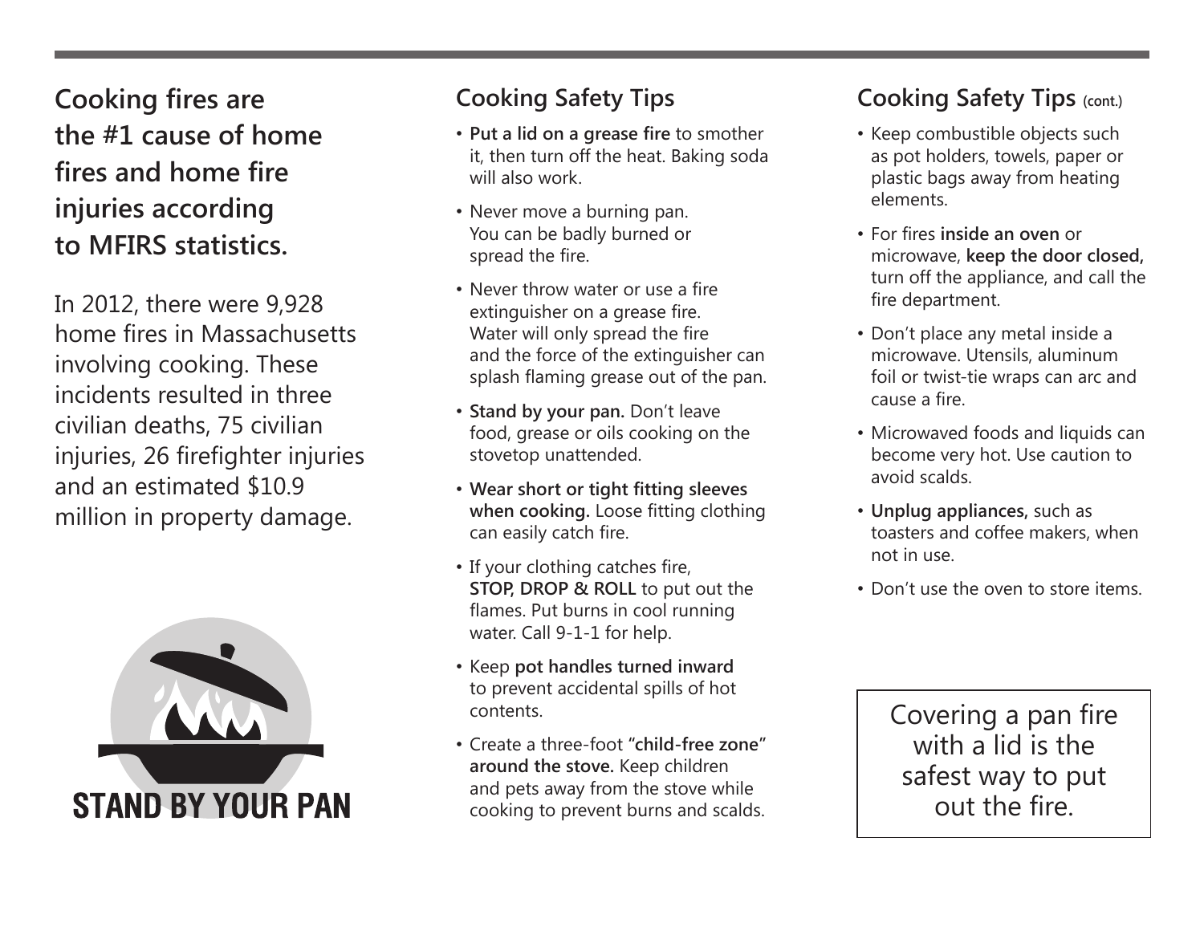**Cooking fires are the #1 cause of home fires and home fire injuries according to MFIRS statistics.**

In 2012, there were 9,928 home fires in Massachusetts involving cooking. These incidents resulted in three civilian deaths, 75 civilian injuries, 26 firefighter injuries and an estimated $10.9 million in property damage.

STAND BY YOUR PAN

## Cooking Safety Tips

- **Put a lid on a grease fire** to smother it, then turn off the heat. Baking soda will also work.
- Never move a burning pan. You can be badly burned or spread the fire.
- Never throw water or use a fire extinguisher on a grease fire. Water will only spread the fire and the force of the extinguisher can splash flaming grease out of the pan.
- **Stand by your pan.** Don't leave food, grease or oils cooking on the stovetop unattended.
- **Wear short or tight fitting sleeves when cooking.** Loose fitting clothing can easily catch fire.
- If your clothing catches fire, **STOP, DROP & ROLL** to put out the flames. Put burns in cool running water. Call 9-1-1 for help.
- Keep **pot handles turned inward** to prevent accidental spills of hot contents.
- Create a three-foot "**child-free zone" around the stove.** Keep children and pets away from the stove while cooking to prevent burns and scalds.

## Cooking Safety Tips (cont.)

- Keep combustible objects such as pot holders, towels, paper or plastic bags away from heating elements.
- For fires **inside an oven** or microwave, **keep the door closed,** turn off the appliance, and call the fire department.
- Don't place any metal inside a microwave. Utensils, aluminum foil or twist-tie wraps can arc and cause a fire.
- Microwaved foods and liquids can become very hot. Use caution to avoid scalds.
- **Unplug appliances,** such as toasters and coffee makers, when not in use.
- Don't use the oven to store items.

Covering a pan fire with a lid is the safest way to put out the fire.